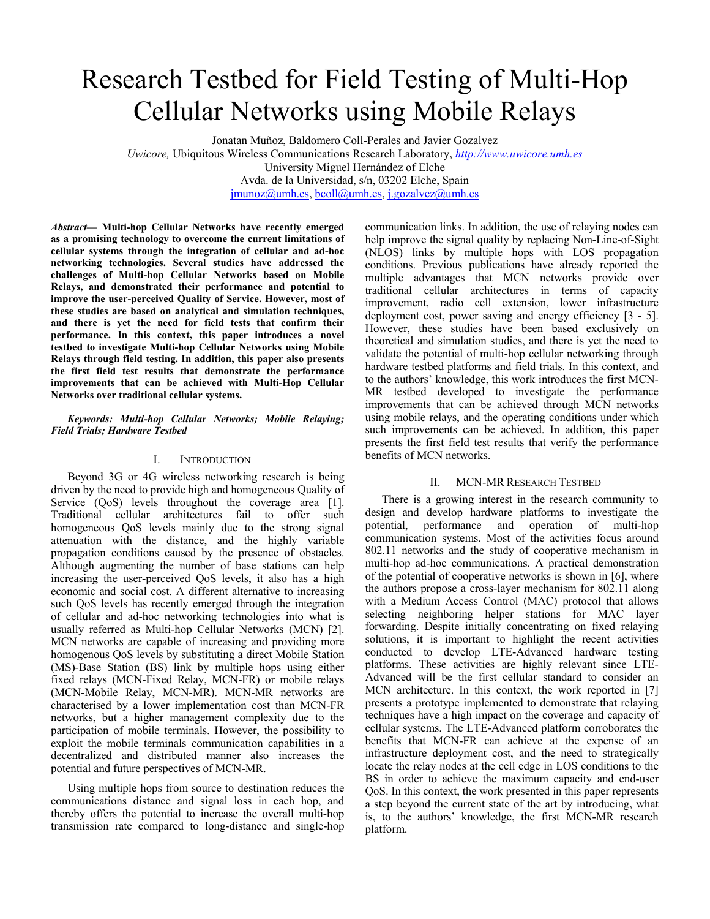# Research Testbed for Field Testing of Multi-Hop Cellular Networks using Mobile Relays

Jonatan Muñoz, Baldomero Coll-Perales and Javier Gozalvez

*Uwicore,* Ubiquitous Wireless Communications Research Laboratory, *http://www.uwicore.umh.es*

University Miguel Hernández of Elche

Avda. de la Universidad, s/n, 03202 Elche, Spain

jmunoz@umh.es, bcoll@umh.es, j.gozalvez@umh.es

***Abstract*— Multi-hop Cellular Networks have recently emerged as a promising technology to overcome the current limitations of cellular systems through the integration of cellular and ad-hoc networking technologies. Several studies have addressed the challenges of Multi-hop Cellular Networks based on Mobile Relays, and demonstrated their performance and potential to improve the user-perceived Quality of Service. However, most of these studies are based on analytical and simulation techniques, and there is yet the need for field tests that confirm their performance. In this context, this paper introduces a novel testbed to investigate Multi-hop Cellular Networks using Mobile Relays through field testing. In addition, this paper also presents the first field test results that demonstrate the performance improvements that can be achieved with Multi-Hop Cellular Networks over traditional cellular systems.**

***Keywords: Multi-hop Cellular Networks; Mobile Relaying; Field Trials; Hardware Testbed***

## I. Introduction

Beyond 3G or 4G wireless networking research is being driven by the need to provide high and homogeneous Quality of Service (QoS) levels throughout the coverage area [1]. Traditional cellular architectures fail to offer such homogeneous QoS levels mainly due to the strong signal attenuation with the distance, and the highly variable propagation conditions caused by the presence of obstacles. Although augmenting the number of base stations can help increasing the user-perceived QoS levels, it also has a high economic and social cost. A different alternative to increasing such QoS levels has recently emerged through the integration of cellular and ad-hoc networking technologies into what is usually referred as Multi-hop Cellular Networks (MCN) [2]. MCN networks are capable of increasing and providing more homogenous QoS levels by substituting a direct Mobile Station (MS)-Base Station (BS) link by multiple hops using either fixed relays (MCN-Fixed Relay, MCN-FR) or mobile relays (MCN-Mobile Relay, MCN-MR). MCN-MR networks are characterised by a lower implementation cost than MCN-FR networks, but a higher management complexity due to the participation of mobile terminals. However, the possibility to exploit the mobile terminals communication capabilities in a decentralized and distributed manner also increases the potential and future perspectives of MCN-MR.

Using multiple hops from source to destination reduces the communications distance and signal loss in each hop, and thereby offers the potential to increase the overall multi-hop transmission rate compared to long-distance and single-hop communication links. In addition, the use of relaying nodes can help improve the signal quality by replacing Non-Line-of-Sight (NLOS) links by multiple hops with LOS propagation conditions. Previous publications have already reported the multiple advantages that MCN networks provide over traditional cellular architectures in terms of capacity improvement, radio cell extension, lower infrastructure deployment cost, power saving and energy efficiency [3 - 5]. However, these studies have been based exclusively on theoretical and simulation studies, and there is yet the need to validate the potential of multi-hop cellular networking through hardware testbed platforms and field trials. In this context, and to the authors' knowledge, this work introduces the first MCN-MR testbed developed to investigate the performance improvements that can be achieved through MCN networks using mobile relays, and the operating conditions under which such improvements can be achieved. In addition, this paper presents the first field test results that verify the performance benefits of MCN networks.

## II. MCN-MR Research Testbed

There is a growing interest in the research community to design and develop hardware platforms to investigate the potential, performance and operation of multi-hop communication systems. Most of the activities focus around 802.11 networks and the study of cooperative mechanism in multi-hop ad-hoc communications. A practical demonstration of the potential of cooperative networks is shown in [6], where the authors propose a cross-layer mechanism for 802.11 along with a Medium Access Control (MAC) protocol that allows selecting neighboring helper stations for MAC layer forwarding. Despite initially concentrating on fixed relaying solutions, it is important to highlight the recent activities conducted to develop LTE-Advanced hardware testing platforms. These activities are highly relevant since LTE-Advanced will be the first cellular standard to consider an MCN architecture. In this context, the work reported in [7] presents a prototype implemented to demonstrate that relaying techniques have a high impact on the coverage and capacity of cellular systems. The LTE-Advanced platform corroborates the benefits that MCN-FR can achieve at the expense of an infrastructure deployment cost, and the need to strategically locate the relay nodes at the cell edge in LOS conditions to the BS in order to achieve the maximum capacity and end-user QoS. In this context, the work presented in this paper represents a step beyond the current state of the art by introducing, what is, to the authors' knowledge, the first MCN-MR research platform.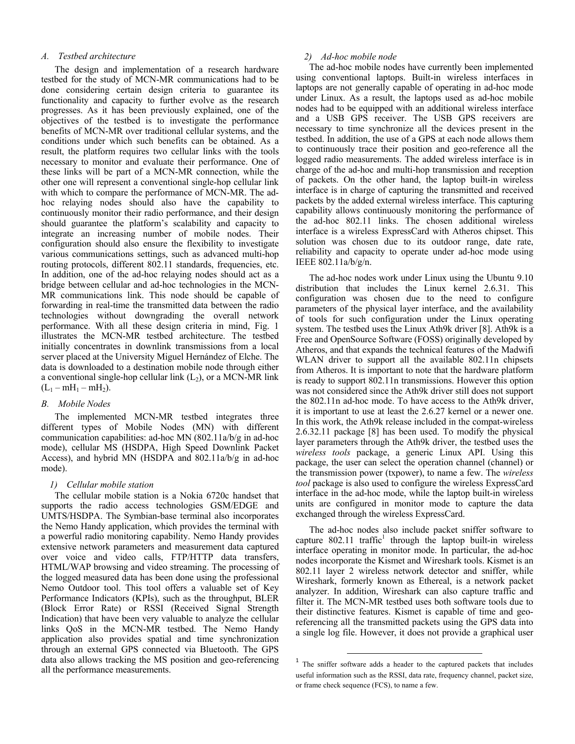### A. Testbed architecture

The design and implementation of a research hardware testbed for the study of MCN-MR communications had to be done considering certain design criteria to guarantee its functionality and capacity to further evolve as the research progresses. As it has been previously explained, one of the objectives of the testbed is to investigate the performance benefits of MCN-MR over traditional cellular systems, and the conditions under which such benefits can be obtained. As a result, the platform requires two cellular links with the tools necessary to monitor and evaluate their performance. One of these links will be part of a MCN-MR connection, while the other one will represent a conventional single-hop cellular link with which to compare the performance of MCN-MR. The ad-hoc relaying nodes should also have the capability to continuously monitor their radio performance, and their design should guarantee the platform's scalability and capacity to integrate an increasing number of mobile nodes. Their configuration should also ensure the flexibility to investigate various communications settings, such as advanced multi-hop routing protocols, different 802.11 standards, frequencies, etc. In addition, one of the ad-hoc relaying nodes should act as a bridge between cellular and ad-hoc technologies in the MCN-MR communications link. This node should be capable of forwarding in real-time the transmitted data between the radio technologies without downgrading the overall network performance. With all these design criteria in mind, Fig. 1 illustrates the MCN-MR testbed architecture. The testbed initially concentrates in downlink transmissions from a local server placed at the University Miguel Hernández of Elche. The data is downloaded to a destination mobile node through either a conventional single-hop cellular link ($L_2$), or a MCN-MR link ($L_1 – mH_1 – mH_2$).

### B. Mobile Nodes

The implemented MCN-MR testbed integrates three different types of Mobile Nodes (MN) with different communication capabilities: ad-hoc MN (802.11a/b/g in ad-hoc mode), cellular MS (HSDPA, High Speed Downlink Packet Access), and hybrid MN (HSDPA and 802.11a/b/g in ad-hoc mode).

#### 1) Cellular mobile station

The cellular mobile station is a Nokia 6720c handset that supports the radio access technologies GSM/EDGE and UMTS/HSDPA. The Symbian-base terminal also incorporates the Nemo Handy application, which provides the terminal with a powerful radio monitoring capability. Nemo Handy provides extensive network parameters and measurement data captured over voice and video calls, FTP/HTTP data transfers, HTML/WAP browsing and video streaming. The processing of the logged measured data has been done using the professional Nemo Outdoor tool. This tool offers a valuable set of Key Performance Indicators (KPIs), such as the throughput, BLER (Block Error Rate) or RSSI (Received Signal Strength Indication) that have been very valuable to analyze the cellular links QoS in the MCN-MR testbed. The Nemo Handy application also provides spatial and time synchronization through an external GPS connected via Bluetooth. The GPS data also allows tracking the MS position and geo-referencing all the performance measurements.

#### 2) Ad-hoc mobile node

The ad-hoc mobile nodes have currently been implemented using conventional laptops. Built-in wireless interfaces in laptops are not generally capable of operating in ad-hoc mode under Linux. As a result, the laptops used as ad-hoc mobile nodes had to be equipped with an additional wireless interface and a USB GPS receiver. The USB GPS receivers are necessary to time synchronize all the devices present in the testbed. In addition, the use of a GPS at each node allows them to continuously trace their position and geo-reference all the logged radio measurements. The added wireless interface is in charge of the ad-hoc and multi-hop transmission and reception of packets. On the other hand, the laptop built-in wireless interface is in charge of capturing the transmitted and received packets by the added external wireless interface. This capturing capability allows continuously monitoring the performance of the ad-hoc 802.11 links. The chosen additional wireless interface is a wireless ExpressCard with Atheros chipset. This solution was chosen due to its outdoor range, date rate, reliability and capacity to operate under ad-hoc mode using IEEE 802.11a/b/g/n.

The ad-hoc nodes work under Linux using the Ubuntu 9.10 distribution that includes the Linux kernel 2.6.31. This configuration was chosen due to the need to configure parameters of the physical layer interface, and the availability of tools for such configuration under the Linux operating system. The testbed uses the Linux Ath9k driver [8]. Ath9k is a Free and OpenSource Software (FOSS) originally developed by Atheros, and that expands the technical features of the Madwifi WLAN driver to support all the available 802.11n chipsets from Atheros. It is important to note that the hardware platform is ready to support 802.11n transmissions. However this option was not considered since the Ath9k driver still does not support the 802.11n ad-hoc mode. To have access to the Ath9k driver, it is important to use at least the 2.6.27 kernel or a newer one. In this work, the Ath9k release included in the compat-wireless 2.6.32.11 package [8] has been used. To modify the physical layer parameters through the Ath9k driver, the testbed uses the *wireless tools* package, a generic Linux API. Using this package, the user can select the operation channel (channel) or the transmission power (txpower), to name a few. The *wireless tool* package is also used to configure the wireless ExpressCard interface in the ad-hoc mode, while the laptop built-in wireless units are configured in monitor mode to capture the data exchanged through the wireless ExpressCard.

The ad-hoc nodes also include packet sniffer software to capture 802.11 traffic[1] through the laptop built-in wireless interface operating in monitor mode. In particular, the ad-hoc nodes incorporate the Kismet and Wireshark tools. Kismet is an 802.11 layer 2 wireless network detector and sniffer, while Wireshark, formerly known as Ethereal, is a network packet analyzer. In addition, Wireshark can also capture traffic and filter it. The MCN-MR testbed uses both software tools due to their distinctive features. Kismet is capable of time and geo-referencing all the transmitted packets using the GPS data into a single log file. However, it does not provide a graphical user

[1] The sniffer software adds a header to the captured packets that includes useful information such as the RSSI, data rate, frequency channel, packet size, or frame check sequence (FCS), to name a few.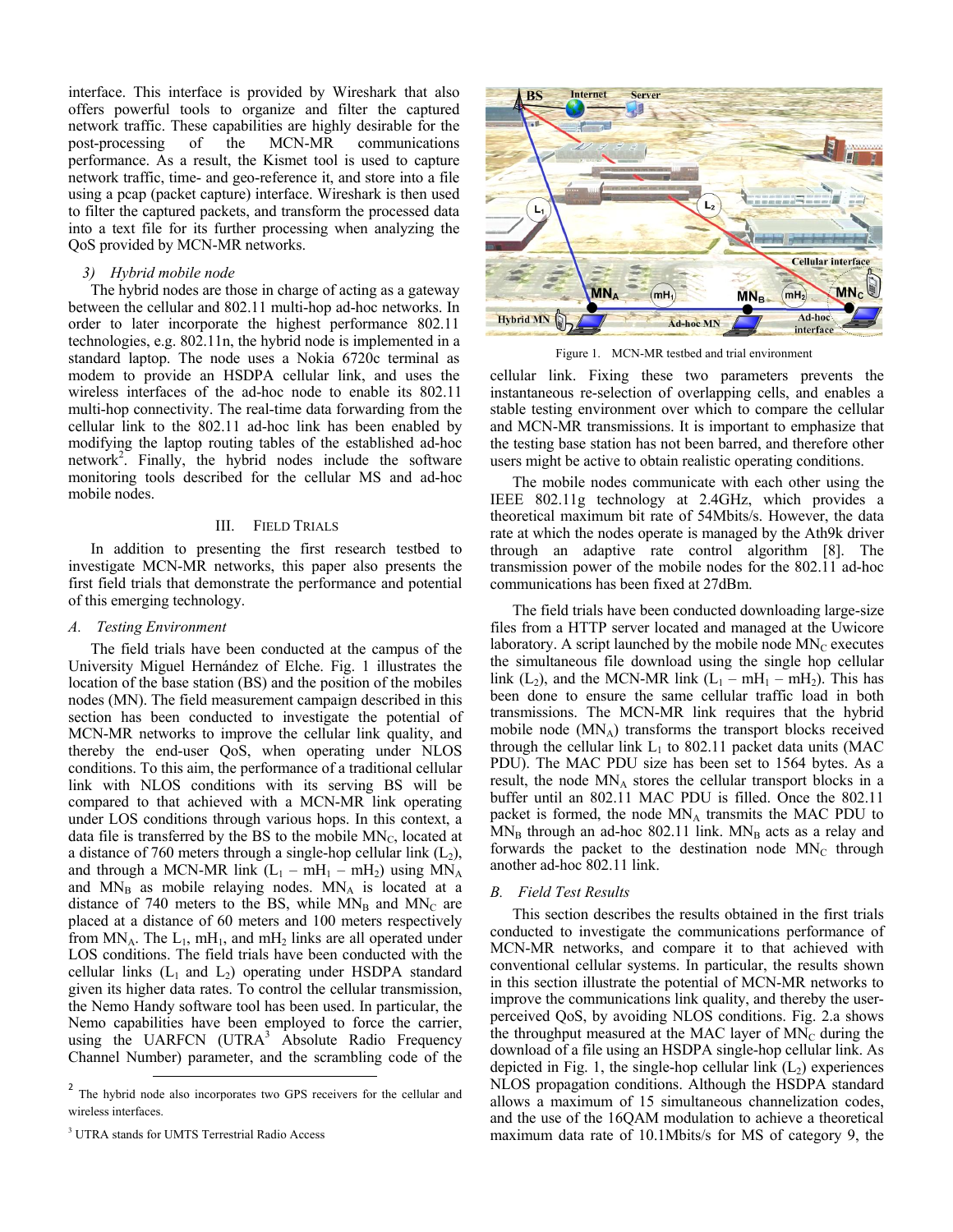interface. This interface is provided by Wireshark that also offers powerful tools to organize and filter the captured network traffic. These capabilities are highly desirable for the post-processing of the MCN-MR communications performance. As a result, the Kismet tool is used to capture network traffic, time- and geo-reference it, and store into a file using a pcap (packet capture) interface. Wireshark is then used to filter the captured packets, and transform the processed data into a text file for its further processing when analyzing the QoS provided by MCN-MR networks.

*3) Hybrid mobile node*

The hybrid nodes are those in charge of acting as a gateway between the cellular and 802.11 multi-hop ad-hoc networks. In order to later incorporate the highest performance 802.11 technologies, e.g. 802.11n, the hybrid node is implemented in a standard laptop. The node uses a Nokia 6720c terminal as modem to provide an HSDPA cellular link, and uses the wireless interfaces of the ad-hoc node to enable its 802.11 multi-hop connectivity. The real-time data forwarding from the cellular link to the 802.11 ad-hoc link has been enabled by modifying the laptop routing tables of the established ad-hoc network[2]. Finally, the hybrid nodes include the software monitoring tools described for the cellular MS and ad-hoc mobile nodes.

## III. Field Trials

In addition to presenting the first research testbed to investigate MCN-MR networks, this paper also presents the first field trials that demonstrate the performance and potential of this emerging technology.

### A. Testing Environment

The field trials have been conducted at the campus of the University Miguel Hernández of Elche. Fig. 1 illustrates the location of the base station (BS) and the position of the mobiles nodes (MN). The field measurement campaign described in this section has been conducted to investigate the potential of MCN-MR networks to improve the cellular link quality, and thereby the end-user QoS, when operating under NLOS conditions. To this aim, the performance of a traditional cellular link with NLOS conditions with its serving BS will be compared to that achieved with a MCN-MR link operating under LOS conditions through various hops. In this context, a data file is transferred by the BS to the mobile $MN_C$, located at a distance of 760 meters through a single-hop cellular link ($L_2$), and through a MCN-MR link ($L_1$ – $mH_1$ – $mH_2$) using $MN_A$ and $MN_B$ as mobile relaying nodes. $MN_A$ is located at a distance of 740 meters to the BS, while $MN_B$ and $MN_C$ are placed at a distance of 60 meters and 100 meters respectively from $MN_A$. The $L_1$, $mH_1$, and $mH_2$ links are all operated under LOS conditions. The field trials have been conducted with the cellular links ($L_1$ and $L_2$) operating under HSDPA standard given its higher data rates. To control the cellular transmission, the Nemo Handy software tool has been used. In particular, the Nemo capabilities have been employed to force the carrier, using the UARFCN (UTRA[3] Absolute Radio Frequency Channel Number) parameter, and the scrambling code of the cellular link. Fixing these two parameters prevents the instantaneous re-selection of overlapping cells, and enables a stable testing environment over which to compare the cellular and MCN-MR transmissions. It is important to emphasize that the testing base station has not been barred, and therefore other users might be active to obtain realistic operating conditions.

Figure 1. MCN-MR testbed and trial environment

The mobile nodes communicate with each other using the IEEE 802.11g technology at 2.4GHz, which provides a theoretical maximum bit rate of 54Mbits/s. However, the data rate at which the nodes operate is managed by the Ath9k driver through an adaptive rate control algorithm [8]. The transmission power of the mobile nodes for the 802.11 ad-hoc communications has been fixed at 27dBm.

The field trials have been conducted downloading large-size files from a HTTP server located and managed at the Uwicore laboratory. A script launched by the mobile node $MN_C$ executes the simultaneous file download using the single hop cellular link ($L_2$), and the MCN-MR link ($L_1$ – $mH_1$ – $mH_2$). This has been done to ensure the same cellular traffic load in both transmissions. The MCN-MR link requires that the hybrid mobile node ($MN_A$) transforms the transport blocks received through the cellular link $L_1$ to 802.11 packet data units (MAC PDU). The MAC PDU size has been set to 1564 bytes. As a result, the node $MN_A$ stores the cellular transport blocks in a buffer until an 802.11 MAC PDU is filled. Once the 802.11 packet is formed, the node $MN_A$ transmits the MAC PDU to $MN_B$ through an ad-hoc 802.11 link. $MN_B$ acts as a relay and forwards the packet to the destination node $MN_C$ through another ad-hoc 802.11 link.

### B. Field Test Results

This section describes the results obtained in the first trials conducted to investigate the communications performance of MCN-MR networks, and compare it to that achieved with conventional cellular systems. In particular, the results shown in this section illustrate the potential of MCN-MR networks to improve the communications link quality, and thereby the user-perceived QoS, by avoiding NLOS conditions. Fig. 2.a shows the throughput measured at the MAC layer of $MN_C$ during the download of a file using an HSDPA single-hop cellular link. As depicted in Fig. 1, the single-hop cellular link ($L_2$) experiences NLOS propagation conditions. Although the HSDPA standard allows a maximum of 15 simultaneous channelization codes, and the use of the 16QAM modulation to achieve a theoretical maximum data rate of 10.1Mbits/s for MS of category 9, the

[2] The hybrid node also incorporates two GPS receivers for the cellular and wireless interfaces.

[3] UTRA stands for UMTS Terrestrial Radio Access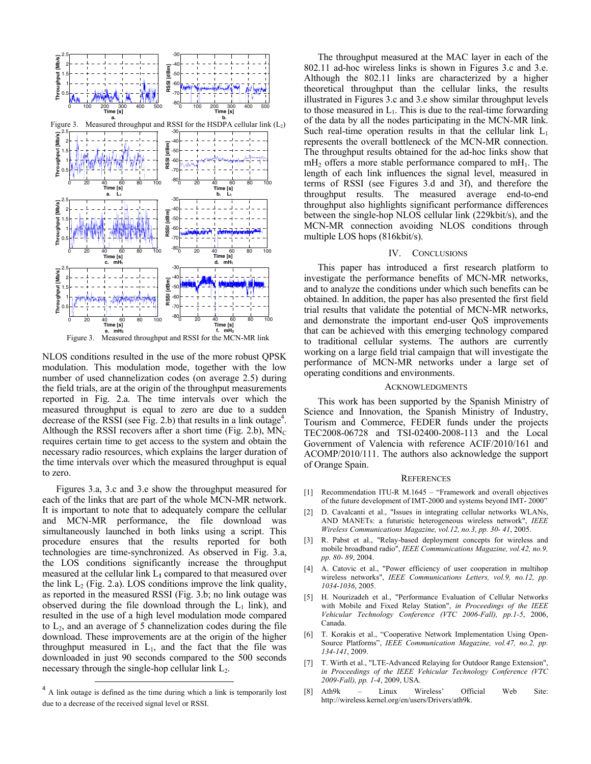Throughput [Mb/s]
2.5
2
1.5
1
0.5
0 100 200 300 400 500
Time [s]
a.

RSSI [dBm]
-30
-40
-50
-60
-70
-80
0 100 200 300 400 500
Time [s]
b.

Figure 3. Measured throughput and RSSI for the HSDPA cellular link ($L_2$)

Throughput [Mb/s]
2.5
2
1.5
1
0.5
0 20 40 60 80 100
Time [s]
a. $L_1$

RSSI [dBm]
-30
-40
-50
-60
-70
-80
0 20 40 60 80 100
Time [s]
b. $L_1$

Throughput [Mb/s]
2.5
2
1.5
1
0.5
0 20 40 60 80 100
Time [s]
c. $mH_1$

RSSI [dBm]
-30
-40
-50
-60
-70
-80
0 20 40 60 80 100
Time [s]
d. $mH_1$

Throughput [Mb/s]
2.5
2
1.5
1
0.5
0 20 40 60 80 100
Time [s]
e. $mH_2$

RSSI [dBm]
-30
-40
-50
-60
-70
-80
0 20 40 60 80 100
Time [s]
f. $mH_2$

Figure 3. Measured throughput and RSSI for the MCN-MR link

NLOS conditions resulted in the use of the more robust QPSK modulation. This modulation mode, together with the low number of used channelization codes (on average 2.5) during the field trials, are at the origin of the throughput measurements reported in Fig. 2.a. The time intervals over which the measured throughput is equal to zero are due to a sudden decrease of the RSSI (see Fig. 2.b) that results in a link outage[4]. Although the RSSI recovers after a short time (Fig. 2.b), $MN_C$ requires certain time to get access to the system and obtain the necessary radio resources, which explains the larger duration of the time intervals over which the measured throughput is equal to zero.

Figures 3.a, 3.c and 3.e show the throughput measured for each of the links that are part of the whole MCN-MR network. It is important to note that to adequately compare the cellular and MCN-MR performance, the file download was simultaneously launched in both links using a script. This procedure ensures that the results reported for both technologies are time-synchronized. As observed in Fig. 3.a, the LOS conditions significantly increase the throughput measured at the cellular link $L_1$ compared to that measured over the link $L_2$ (Fig. 2.a). LOS conditions improve the link quality, as reported in the measured RSSI (Fig. 3.b; no link outage was observed during the file download through the $L_1$ link), and resulted in the use of a high level modulation mode compared to $L_2$, and an average of 5 channelization codes during the file download. These improvements are at the origin of the higher throughput measured in $L_1$, and the fact that the file was downloaded in just 90 seconds compared to the 500 seconds necessary through the single-hop cellular link $L_2$.

[4] A link outage is defined as the time during which a link is temporarily lost due to a decrease of the received signal level or RSSI.

The throughput measured at the MAC layer in each of the 802.11 ad-hoc wireless links is shown in Figures 3.c and 3.e. Although the 802.11 links are characterized by a higher theoretical throughput than the cellular links, the results illustrated in Figures 3.c and 3.e show similar throughput levels to those measured in $L_1$. This is due to the real-time forwarding of the data by all the nodes participating in the MCN-MR link. Such real-time operation results in that the cellular link $L_1$ represents the overall bottleneck of the MCN-MR connection. The throughput results obtained for the ad-hoc links show that $mH_2$ offers a more stable performance compared to $mH_1$. The length of each link influences the signal level, measured in terms of RSSI (see Figures 3.d and 3f), and therefore the throughput results. The measured average end-to-end throughput also highlights significant performance differences between the single-hop NLOS cellular link (229kbit/s), and the MCN-MR connection avoiding NLOS conditions through multiple LOS hops (816kbit/s).

## IV. Conclusions

This paper has introduced a first research platform to investigate the performance benefits of MCN-MR networks, and to analyze the conditions under which such benefits can be obtained. In addition, the paper has also presented the first field trial results that validate the potential of MCN-MR networks, and demonstrate the important end-user QoS improvements that can be achieved with this emerging technology compared to traditional cellular systems. The authors are currently working on a large field trial campaign that will investigate the performance of MCN-MR networks under a large set of operating conditions and environments.

## Acknowledgments

This work has been supported by the Spanish Ministry of Science and Innovation, the Spanish Ministry of Industry, Tourism and Commerce, FEDER funds under the projects TEC2008-06728 and TSI-02400-2008-113 and the Local Government of Valencia with reference ACIF/2010/161 and ACOMP/2010/111. The authors also acknowledge the support of Orange Spain.

## References

[1] Recommendation ITU-R M.1645 – "Framework and overall objectives of the future development of IMT-2000 and systems beyond IMT- 2000"

[2] D. Cavalcanti et al., "Issues in integrating cellular networks WLANs, AND MANETs: a futuristic heterogeneous wireless network", *IEEE Wireless Communications Magazine, vol.12, no.3, pp. 30- 41*, 2005.

[3] R. Pabst et al., "Relay-based deployment concepts for wireless and mobile broadband radio", *IEEE Communications Magazine, vol.42, no.9, pp. 80- 89*, 2004.

[4] A. Catovic et al., "Power efficiency of user cooperation in multihop wireless networks", *IEEE Communications Letters, vol.9, no.12, pp. 1034-1036*, 2005.

[5] H. Nourizadeh et al., "Performance Evaluation of Cellular Networks with Mobile and Fixed Relay Station", *in Proceedings of the IEEE Vehicular Technology Conference (VTC 2006-Fall), pp.1-5*, 2006, Canada.

[6] T. Korakis et al., "Cooperative Network Implementation Using Open-Source Platforms", *IEEE Communication Magazine, vol.47, no.2, pp. 134-141*, 2009.

[7] T. Wirth et al., "LTE-Advanced Relaying for Outdoor Range Extension", *in Proceedings of the IEEE Vehicular Technology Conference (VTC 2009-Fall), pp. 1-4*, 2009, USA.

[8] Ath9k – Linux Wireless' Official Web Site: http://wireless.kernel.org/en/users/Drivers/ath9k.